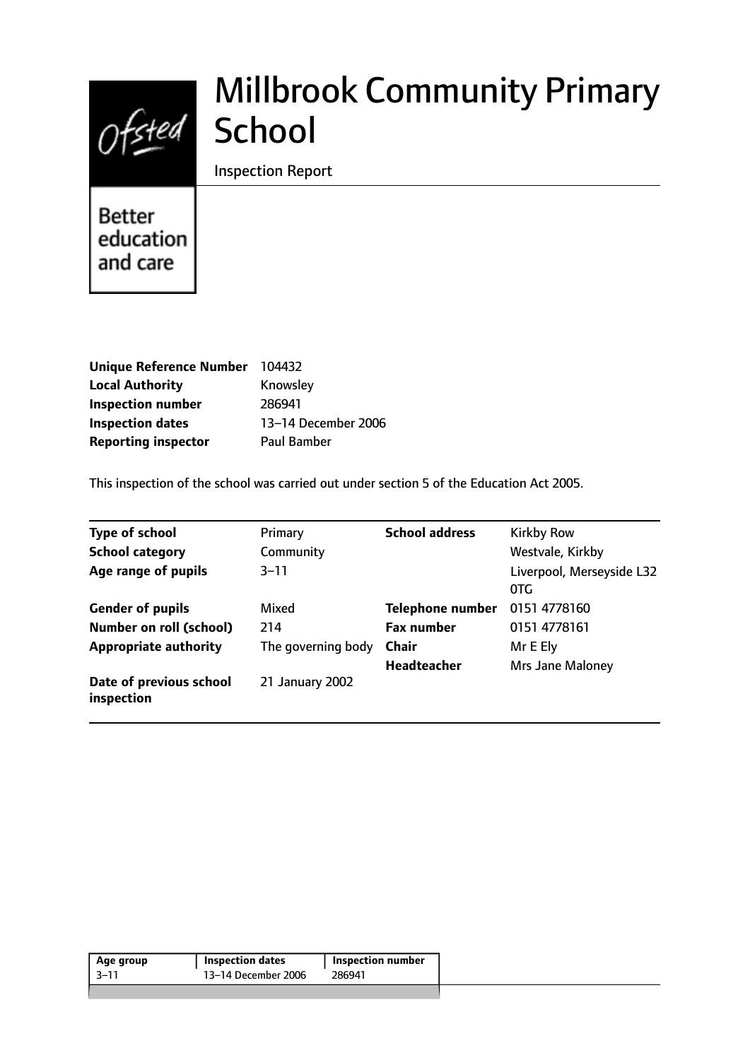Ofsted

Better education and care

# Millbrook Community Primary School

Inspection Report

| | |
|---|---|
| **Unique Reference Number** | 104432 |
| **Local Authority** | Knowsley |
| **Inspection number** | 286941 |
| **Inspection dates** | 13–14 December 2006 |
| **Reporting inspector** | Paul Bamber |

This inspection of the school was carried out under section 5 of the Education Act 2005.

| | | | |
|---|---|---|---|
| **Type of school** | Primary | **School address** | Kirkby Row |
| **School category** | Community | | Westvale, Kirkby |
| **Age range of pupils** | 3–11 | | Liverpool, Merseyside L32 0TG |
| **Gender of pupils** | Mixed | **Telephone number** | 0151 4778160 |
| **Number on roll (school)** | 214 | **Fax number** | 0151 4778161 |
| **Appropriate authority** | The governing body | **Chair** | Mr E Ely |
| | | **Headteacher** | Mrs Jane Maloney |
| **Date of previous school inspection** | 21 January 2002 | | |

| Age group | Inspection dates | Inspection number |
|---|---|---|
| 3–11 | 13–14 December 2006 | 286941 |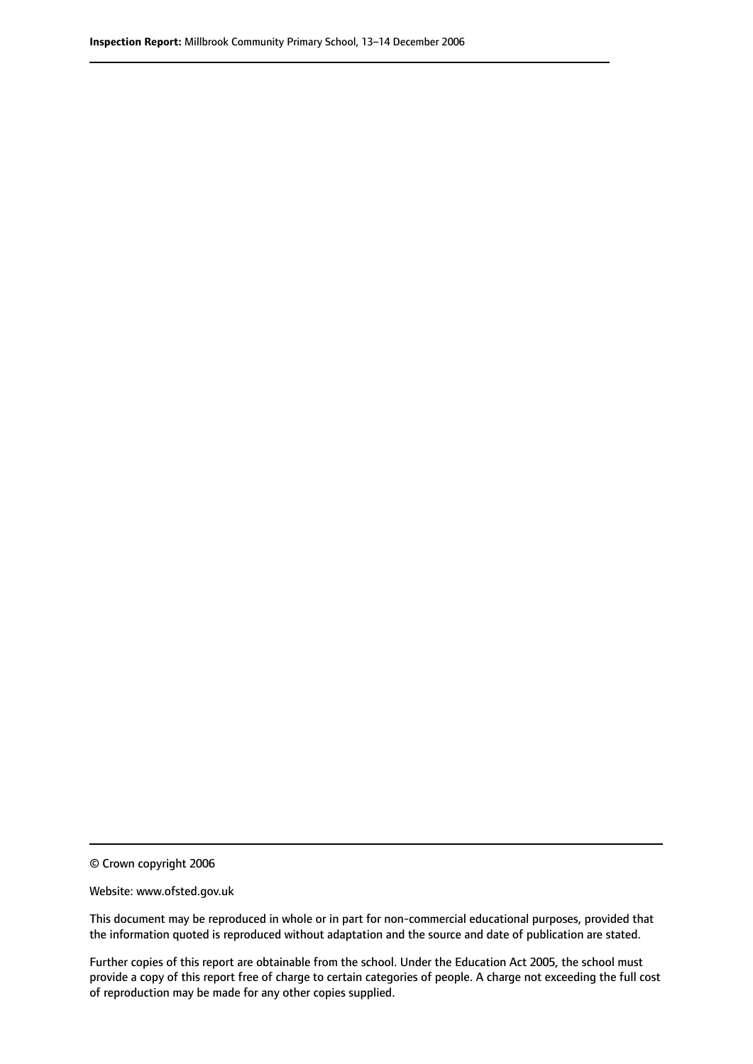© Crown copyright 2006

Website: www.ofsted.gov.uk

This document may be reproduced in whole or in part for non-commercial educational purposes, provided that the information quoted is reproduced without adaptation and the source and date of publication are stated.

Further copies of this report are obtainable from the school. Under the Education Act 2005, the school must provide a copy of this report free of charge to certain categories of people. A charge not exceeding the full cost of reproduction may be made for any other copies supplied.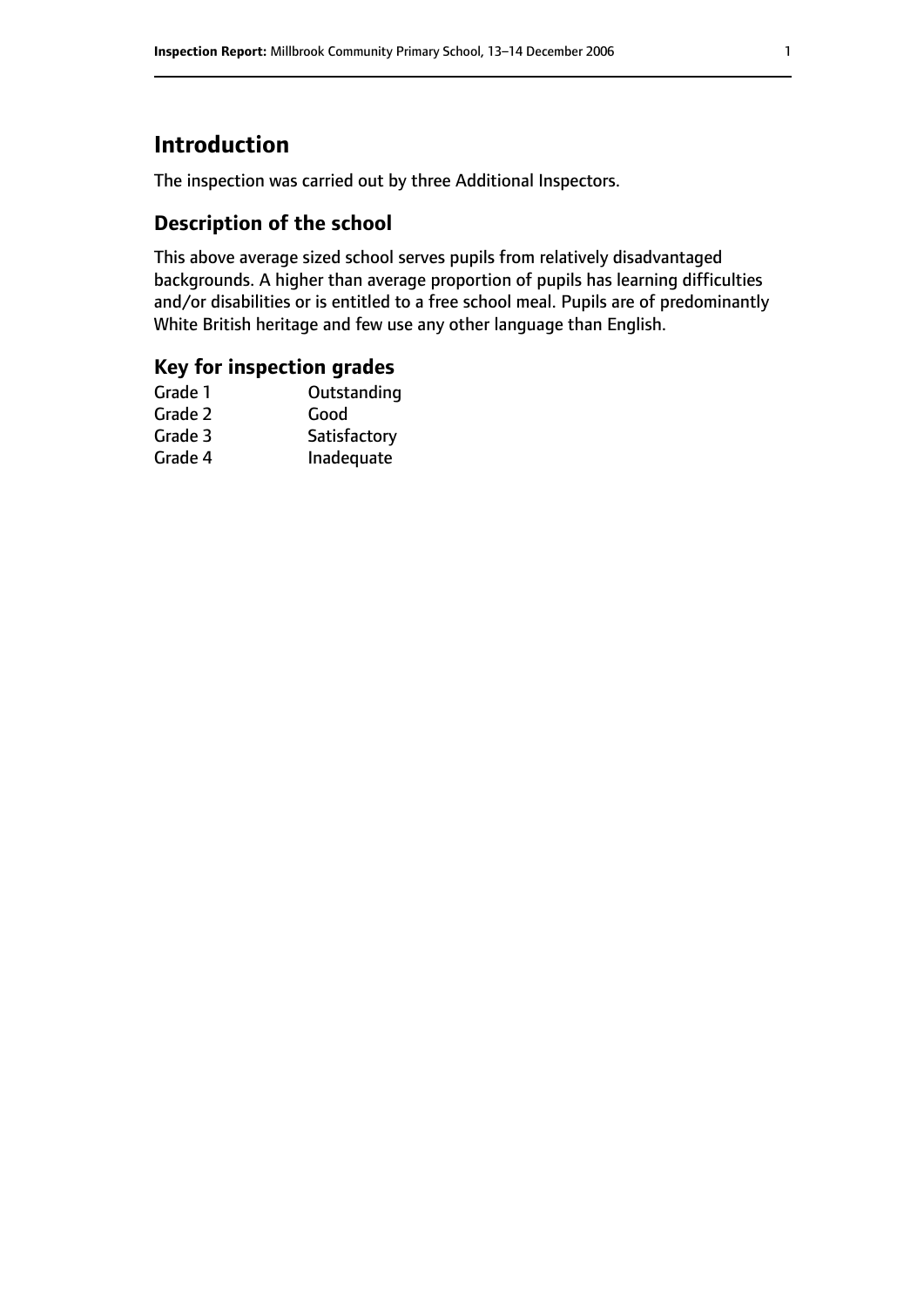# Introduction

The inspection was carried out by three Additional Inspectors.

## Description of the school

This above average sized school serves pupils from relatively disadvantaged backgrounds. A higher than average proportion of pupils has learning difficulties and/or disabilities or is entitled to a free school meal. Pupils are of predominantly White British heritage and few use any other language than English.

## Key for inspection grades

| | |
|---|---|
| Grade 1 | Outstanding |
| Grade 2 | Good |
| Grade 3 | Satisfactory |
| Grade 4 | Inadequate |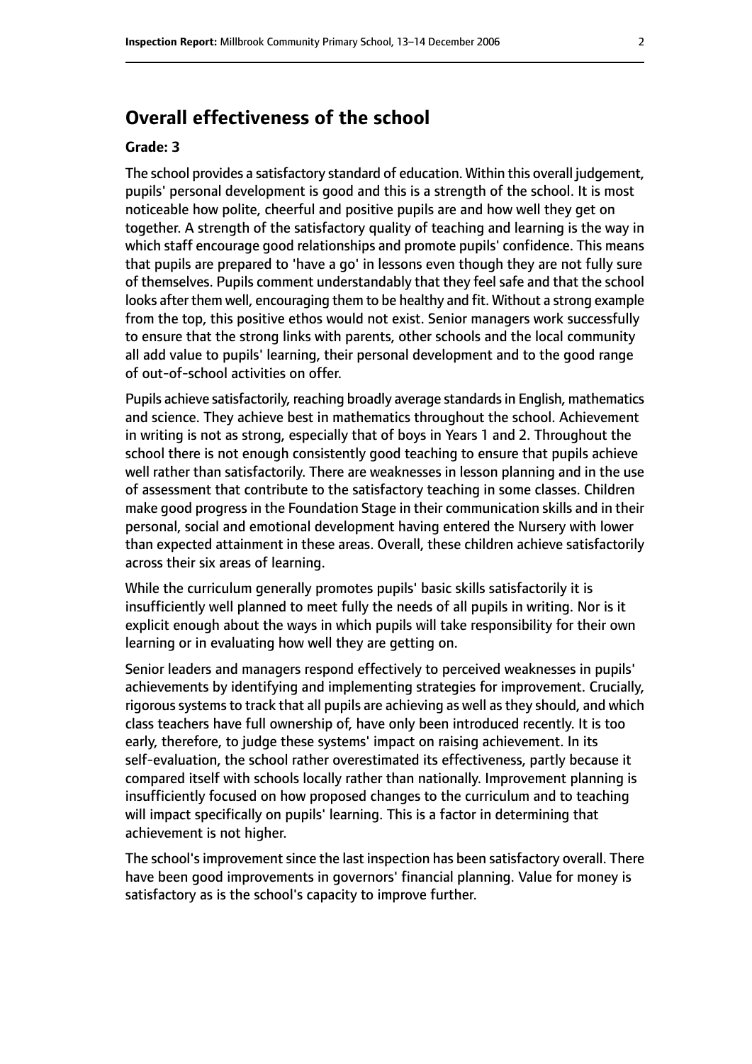## Overall effectiveness of the school

**Grade: 3**

The school provides a satisfactory standard of education. Within this overall judgement, pupils' personal development is good and this is a strength of the school. It is most noticeable how polite, cheerful and positive pupils are and how well they get on together. A strength of the satisfactory quality of teaching and learning is the way in which staff encourage good relationships and promote pupils' confidence. This means that pupils are prepared to 'have a go' in lessons even though they are not fully sure of themselves. Pupils comment understandably that they feel safe and that the school looks after them well, encouraging them to be healthy and fit. Without a strong example from the top, this positive ethos would not exist. Senior managers work successfully to ensure that the strong links with parents, other schools and the local community all add value to pupils' learning, their personal development and to the good range of out-of-school activities on offer.

Pupils achieve satisfactorily, reaching broadly average standards in English, mathematics and science. They achieve best in mathematics throughout the school. Achievement in writing is not as strong, especially that of boys in Years 1 and 2. Throughout the school there is not enough consistently good teaching to ensure that pupils achieve well rather than satisfactorily. There are weaknesses in lesson planning and in the use of assessment that contribute to the satisfactory teaching in some classes. Children make good progress in the Foundation Stage in their communication skills and in their personal, social and emotional development having entered the Nursery with lower than expected attainment in these areas. Overall, these children achieve satisfactorily across their six areas of learning.

While the curriculum generally promotes pupils' basic skills satisfactorily it is insufficiently well planned to meet fully the needs of all pupils in writing. Nor is it explicit enough about the ways in which pupils will take responsibility for their own learning or in evaluating how well they are getting on.

Senior leaders and managers respond effectively to perceived weaknesses in pupils' achievements by identifying and implementing strategies for improvement. Crucially, rigorous systems to track that all pupils are achieving as well as they should, and which class teachers have full ownership of, have only been introduced recently. It is too early, therefore, to judge these systems' impact on raising achievement. In its self-evaluation, the school rather overestimated its effectiveness, partly because it compared itself with schools locally rather than nationally. Improvement planning is insufficiently focused on how proposed changes to the curriculum and to teaching will impact specifically on pupils' learning. This is a factor in determining that achievement is not higher.

The school's improvement since the last inspection has been satisfactory overall. There have been good improvements in governors' financial planning. Value for money is satisfactory as is the school's capacity to improve further.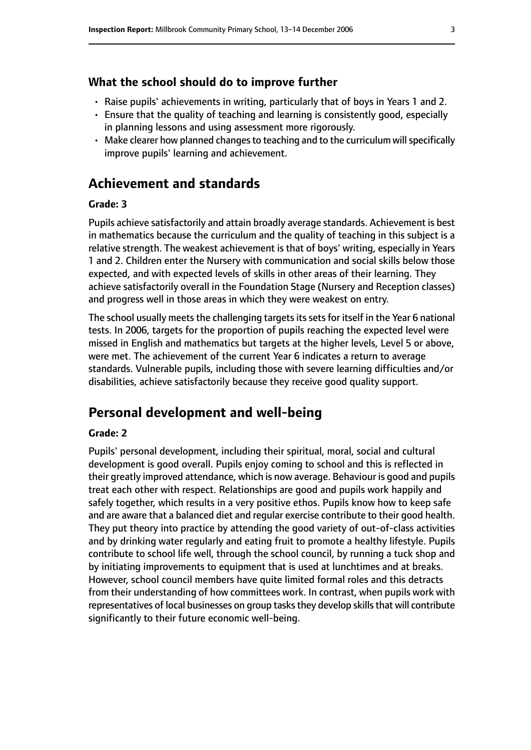### What the school should do to improve further

- Raise pupils' achievements in writing, particularly that of boys in Years 1 and 2.
- Ensure that the quality of teaching and learning is consistently good, especially in planning lessons and using assessment more rigorously.
- Make clearer how planned changes to teaching and to the curriculum will specifically improve pupils' learning and achievement.

## Achievement and standards

**Grade: 3**

Pupils achieve satisfactorily and attain broadly average standards. Achievement is best in mathematics because the curriculum and the quality of teaching in this subject is a relative strength. The weakest achievement is that of boys' writing, especially in Years 1 and 2. Children enter the Nursery with communication and social skills below those expected, and with expected levels of skills in other areas of their learning. They achieve satisfactorily overall in the Foundation Stage (Nursery and Reception classes) and progress well in those areas in which they were weakest on entry.

The school usually meets the challenging targets its sets for itself in the Year 6 national tests. In 2006, targets for the proportion of pupils reaching the expected level were missed in English and mathematics but targets at the higher levels, Level 5 or above, were met. The achievement of the current Year 6 indicates a return to average standards. Vulnerable pupils, including those with severe learning difficulties and/or disabilities, achieve satisfactorily because they receive good quality support.

## Personal development and well-being

**Grade: 2**

Pupils' personal development, including their spiritual, moral, social and cultural development is good overall. Pupils enjoy coming to school and this is reflected in their greatly improved attendance, which is now average. Behaviour is good and pupils treat each other with respect. Relationships are good and pupils work happily and safely together, which results in a very positive ethos. Pupils know how to keep safe and are aware that a balanced diet and regular exercise contribute to their good health. They put theory into practice by attending the good variety of out-of-class activities and by drinking water regularly and eating fruit to promote a healthy lifestyle. Pupils contribute to school life well, through the school council, by running a tuck shop and by initiating improvements to equipment that is used at lunchtimes and at breaks. However, school council members have quite limited formal roles and this detracts from their understanding of how committees work. In contrast, when pupils work with representatives of local businesses on group tasks they develop skills that will contribute significantly to their future economic well-being.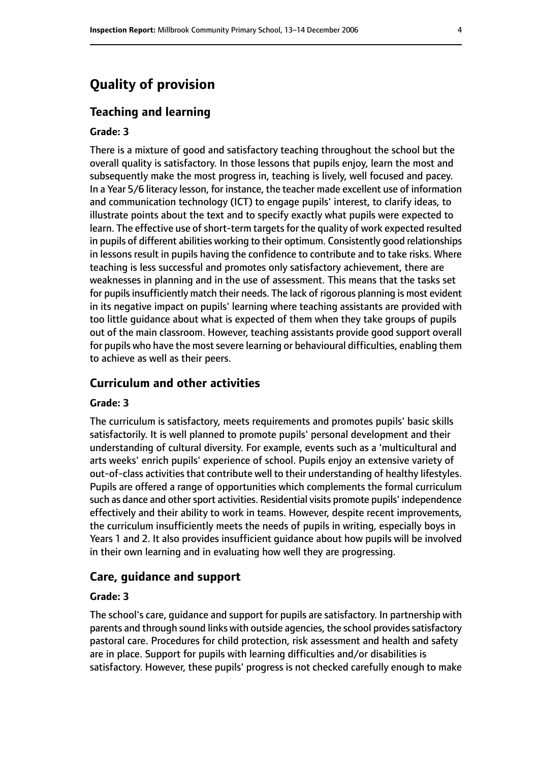# Quality of provision

## Teaching and learning

#### Grade: 3

There is a mixture of good and satisfactory teaching throughout the school but the overall quality is satisfactory. In those lessons that pupils enjoy, learn the most and subsequently make the most progress in, teaching is lively, well focused and pacey. In a Year 5/6 literacy lesson, for instance, the teacher made excellent use of information and communication technology (ICT) to engage pupils' interest, to clarify ideas, to illustrate points about the text and to specify exactly what pupils were expected to learn. The effective use of short-term targets for the quality of work expected resulted in pupils of different abilities working to their optimum. Consistently good relationships in lessons result in pupils having the confidence to contribute and to take risks. Where teaching is less successful and promotes only satisfactory achievement, there are weaknesses in planning and in the use of assessment. This means that the tasks set for pupils insufficiently match their needs. The lack of rigorous planning is most evident in its negative impact on pupils' learning where teaching assistants are provided with too little guidance about what is expected of them when they take groups of pupils out of the main classroom. However, teaching assistants provide good support overall for pupils who have the most severe learning or behavioural difficulties, enabling them to achieve as well as their peers.

## Curriculum and other activities

#### Grade: 3

The curriculum is satisfactory, meets requirements and promotes pupils' basic skills satisfactorily. It is well planned to promote pupils' personal development and their understanding of cultural diversity. For example, events such as a 'multicultural and arts weeks' enrich pupils' experience of school. Pupils enjoy an extensive variety of out-of-class activities that contribute well to their understanding of healthy lifestyles. Pupils are offered a range of opportunities which complements the formal curriculum such as dance and other sport activities. Residential visits promote pupils' independence effectively and their ability to work in teams. However, despite recent improvements, the curriculum insufficiently meets the needs of pupils in writing, especially boys in Years 1 and 2. It also provides insufficient guidance about how pupils will be involved in their own learning and in evaluating how well they are progressing.

## Care, guidance and support

#### Grade: 3

The school's care, guidance and support for pupils are satisfactory. In partnership with parents and through sound links with outside agencies, the school provides satisfactory pastoral care. Procedures for child protection, risk assessment and health and safety are in place. Support for pupils with learning difficulties and/or disabilities is satisfactory. However, these pupils' progress is not checked carefully enough to make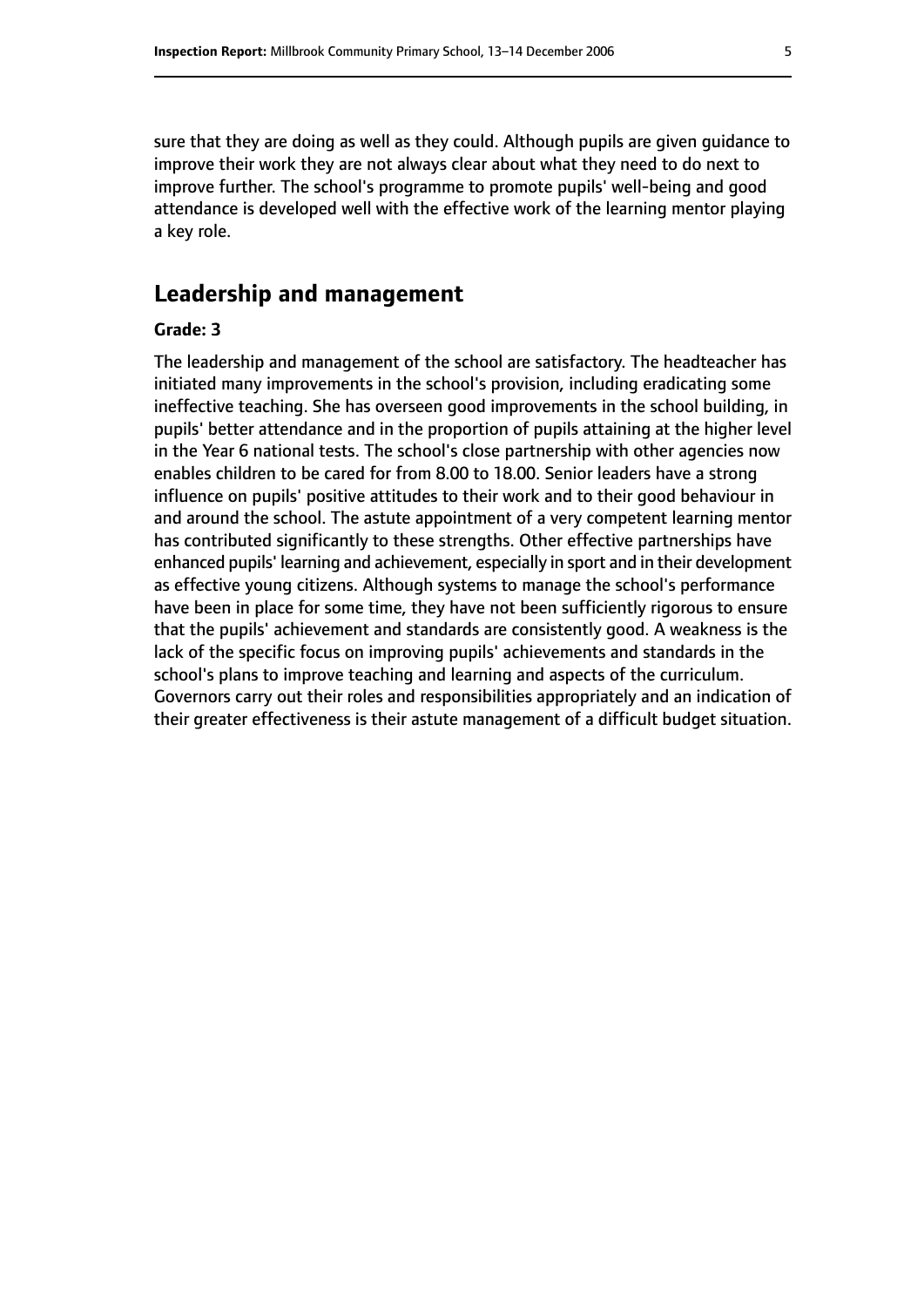sure that they are doing as well as they could. Although pupils are given guidance to improve their work they are not always clear about what they need to do next to improve further. The school's programme to promote pupils' well-being and good attendance is developed well with the effective work of the learning mentor playing a key role.

## Leadership and management

**Grade: 3**

The leadership and management of the school are satisfactory. The headteacher has initiated many improvements in the school's provision, including eradicating some ineffective teaching. She has overseen good improvements in the school building, in pupils' better attendance and in the proportion of pupils attaining at the higher level in the Year 6 national tests. The school's close partnership with other agencies now enables children to be cared for from 8.00 to 18.00. Senior leaders have a strong influence on pupils' positive attitudes to their work and to their good behaviour in and around the school. The astute appointment of a very competent learning mentor has contributed significantly to these strengths. Other effective partnerships have enhanced pupils' learning and achievement, especially in sport and in their development as effective young citizens. Although systems to manage the school's performance have been in place for some time, they have not been sufficiently rigorous to ensure that the pupils' achievement and standards are consistently good. A weakness is the lack of the specific focus on improving pupils' achievements and standards in the school's plans to improve teaching and learning and aspects of the curriculum. Governors carry out their roles and responsibilities appropriately and an indication of their greater effectiveness is their astute management of a difficult budget situation.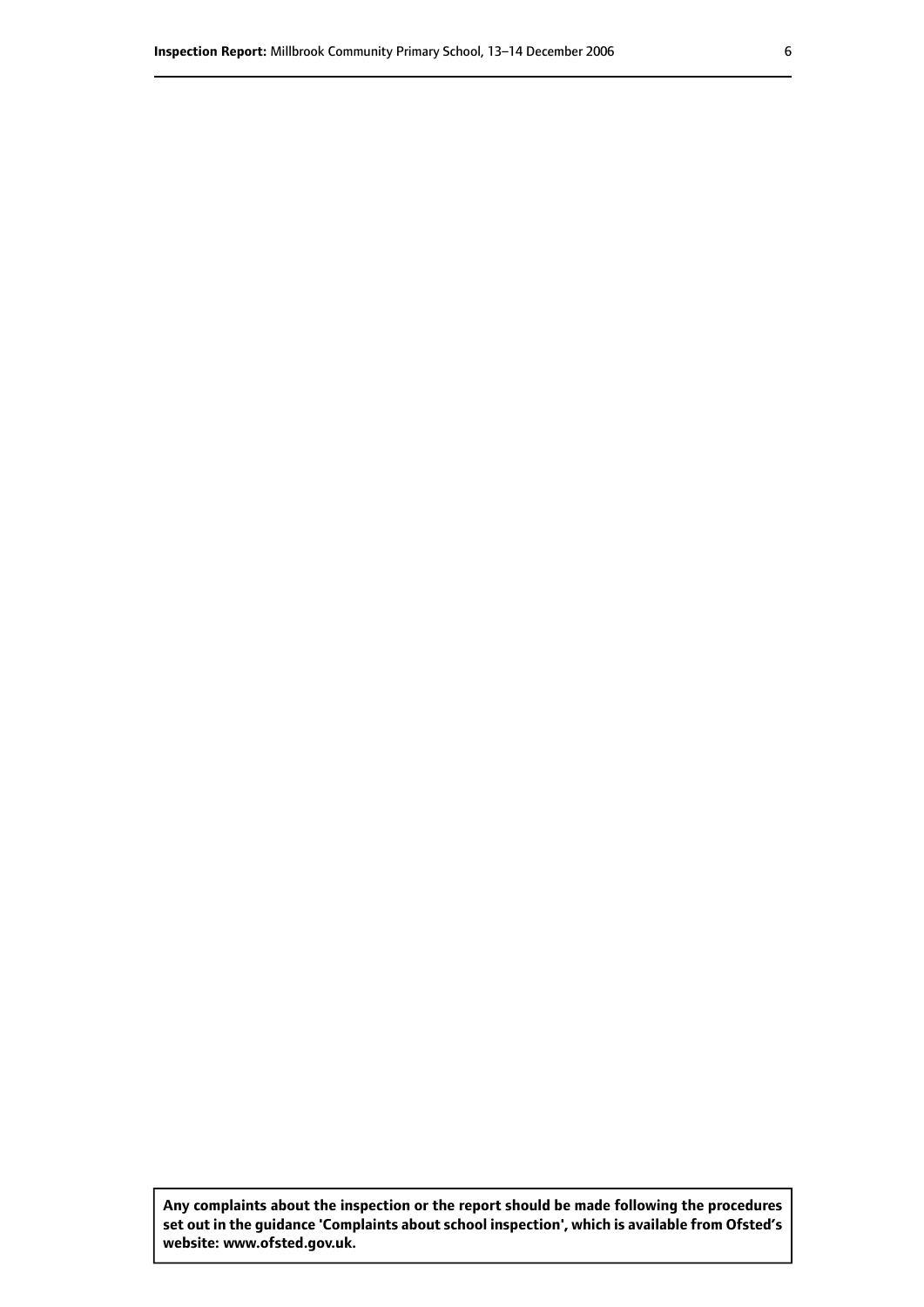**Any complaints about the inspection or the report should be made following the procedures set out in the guidance 'Complaints about school inspection', which is available from Ofsted's website: www.ofsted.gov.uk.**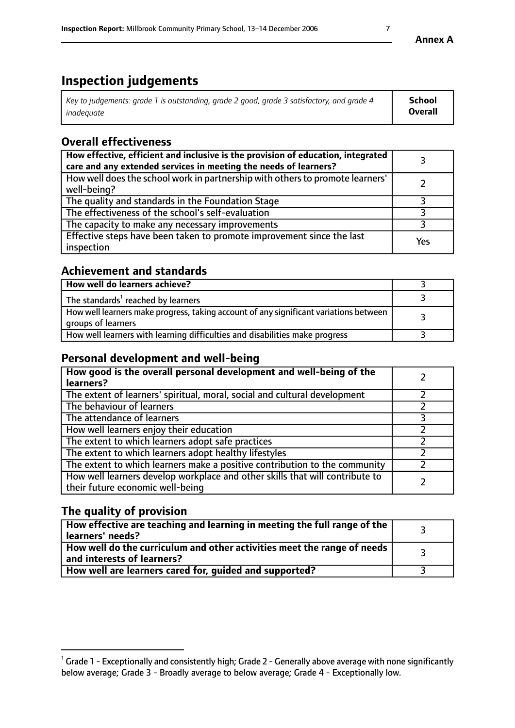# Inspection judgements

| *Key to judgements: grade 1 is outstanding, grade 2 good, grade 3 satisfactory, and grade 4 inadequate* | **School Overall** |
|---|---|

## Overall effectiveness

| | |
|---|---|
| **How effective, efficient and inclusive is the provision of education, integrated care and any extended services in meeting the needs of learners?** | 3 |
| How well does the school work in partnership with others to promote learners' well-being? | 2 |
| The quality and standards in the Foundation Stage | 3 |
| The effectiveness of the school's self-evaluation | 3 |
| The capacity to make any necessary improvements | 3 |
| Effective steps have been taken to promote improvement since the last inspection | Yes |

## Achievement and standards

| | |
|---|---|
| **How well do learners achieve?** | 3 |
| The standards[1] reached by learners | 3 |
| How well learners make progress, taking account of any significant variations between groups of learners | 3 |
| How well learners with learning difficulties and disabilities make progress | 3 |

## Personal development and well-being

| | |
|---|---|
| **How good is the overall personal development and well-being of the learners?** | 2 |
| The extent of learners' spiritual, moral, social and cultural development | 2 |
| The behaviour of learners | 2 |
| The attendance of learners | 3 |
| How well learners enjoy their education | 2 |
| The extent to which learners adopt safe practices | 2 |
| The extent to which learners adopt healthy lifestyles | 2 |
| The extent to which learners make a positive contribution to the community | 2 |
| How well learners develop workplace and other skills that will contribute to their future economic well-being | 2 |

## The quality of provision

| | |
|---|---|
| **How effective are teaching and learning in meeting the full range of the learners' needs?** | 3 |
| **How well do the curriculum and other activities meet the range of needs and interests of learners?** | 3 |
| **How well are learners cared for, guided and supported?** | 3 |

[1] Grade 1 - Exceptionally and consistently high; Grade 2 - Generally above average with none significantly below average; Grade 3 - Broadly average to below average; Grade 4 - Exceptionally low.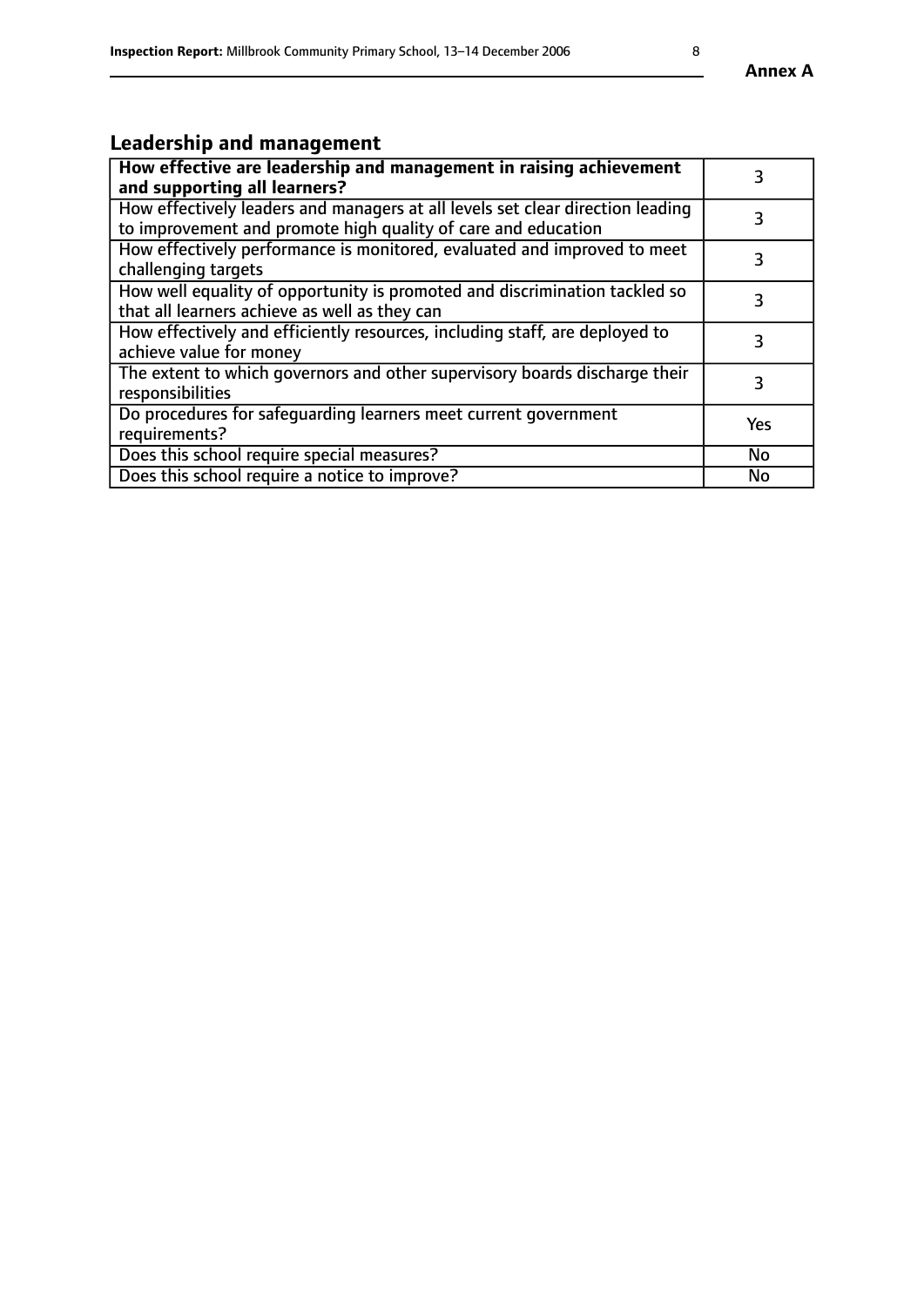## Leadership and management

| How effective are leadership and management in raising achievement and supporting all learners? | 3 |
|---|---|
| How effectively leaders and managers at all levels set clear direction leading to improvement and promote high quality of care and education | 3 |
| How effectively performance is monitored, evaluated and improved to meet challenging targets | 3 |
| How well equality of opportunity is promoted and discrimination tackled so that all learners achieve as well as they can | 3 |
| How effectively and efficiently resources, including staff, are deployed to achieve value for money | 3 |
| The extent to which governors and other supervisory boards discharge their responsibilities | 3 |
| Do procedures for safeguarding learners meet current government requirements? | Yes |
| Does this school require special measures? | No |
| Does this school require a notice to improve? | No |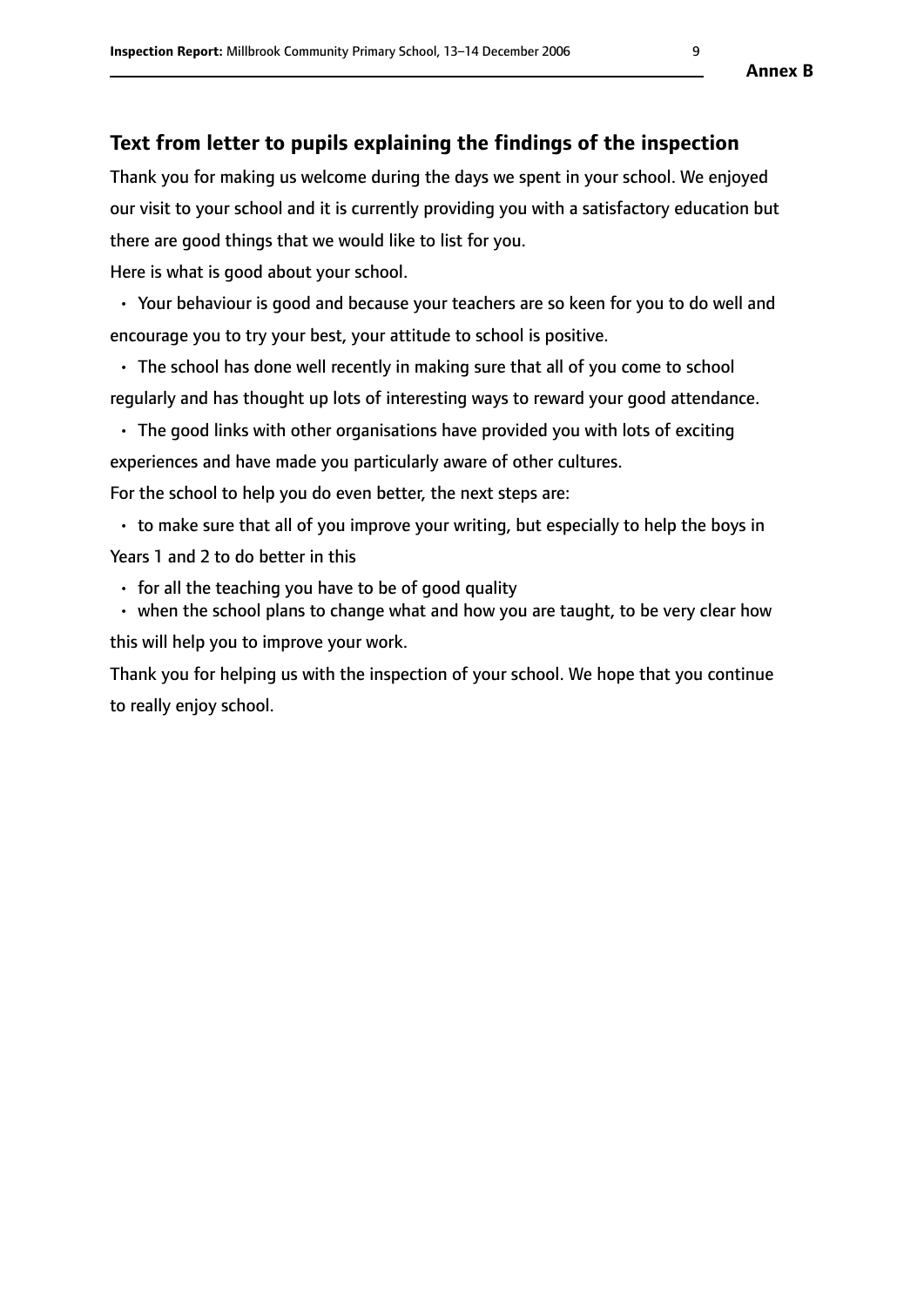## Text from letter to pupils explaining the findings of the inspection

Thank you for making us welcome during the days we spent in your school. We enjoyed our visit to your school and it is currently providing you with a satisfactory education but there are good things that we would like to list for you.

Here is what is good about your school.

- Your behaviour is good and because your teachers are so keen for you to do well and encourage you to try your best, your attitude to school is positive.
- The school has done well recently in making sure that all of you come to school regularly and has thought up lots of interesting ways to reward your good attendance.
- The good links with other organisations have provided you with lots of exciting experiences and have made you particularly aware of other cultures.

For the school to help you do even better, the next steps are:

- to make sure that all of you improve your writing, but especially to help the boys in Years 1 and 2 to do better in this
- for all the teaching you have to be of good quality
- when the school plans to change what and how you are taught, to be very clear how this will help you to improve your work.

Thank you for helping us with the inspection of your school. We hope that you continue to really enjoy school.